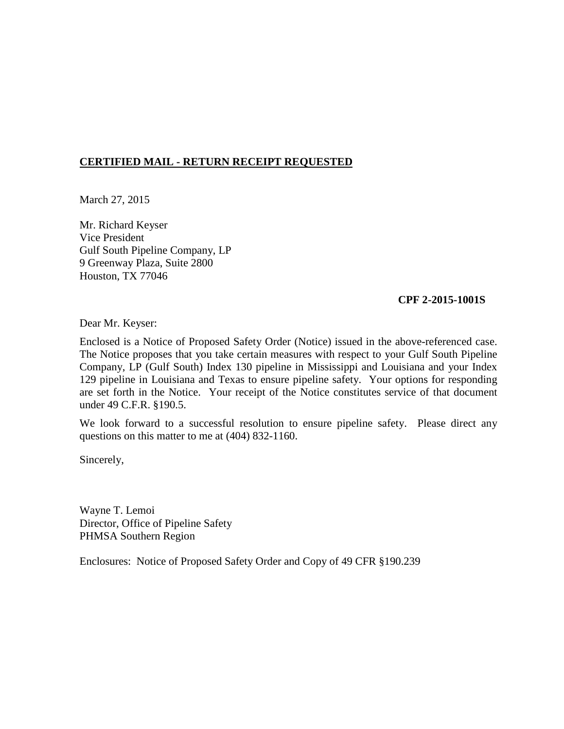**CERTIFIED MAIL - RETURN RECEIPT REQUESTED**

March 27, 2015

Mr. Richard Keyser
Vice President
Gulf South Pipeline Company, LP
9 Greenway Plaza, Suite 2800
Houston, TX 77046

**CPF 2-2015-1001S**

Dear Mr. Keyser:

Enclosed is a Notice of Proposed Safety Order (Notice) issued in the above-referenced case. The Notice proposes that you take certain measures with respect to your Gulf South Pipeline Company, LP (Gulf South) Index 130 pipeline in Mississippi and Louisiana and your Index 129 pipeline in Louisiana and Texas to ensure pipeline safety. Your options for responding are set forth in the Notice. Your receipt of the Notice constitutes service of that document under 49 C.F.R. §190.5.

We look forward to a successful resolution to ensure pipeline safety. Please direct any questions on this matter to me at (404) 832-1160.

Sincerely,

Wayne T. Lemoi
Director, Office of Pipeline Safety
PHMSA Southern Region

Enclosures: Notice of Proposed Safety Order and Copy of 49 CFR §190.239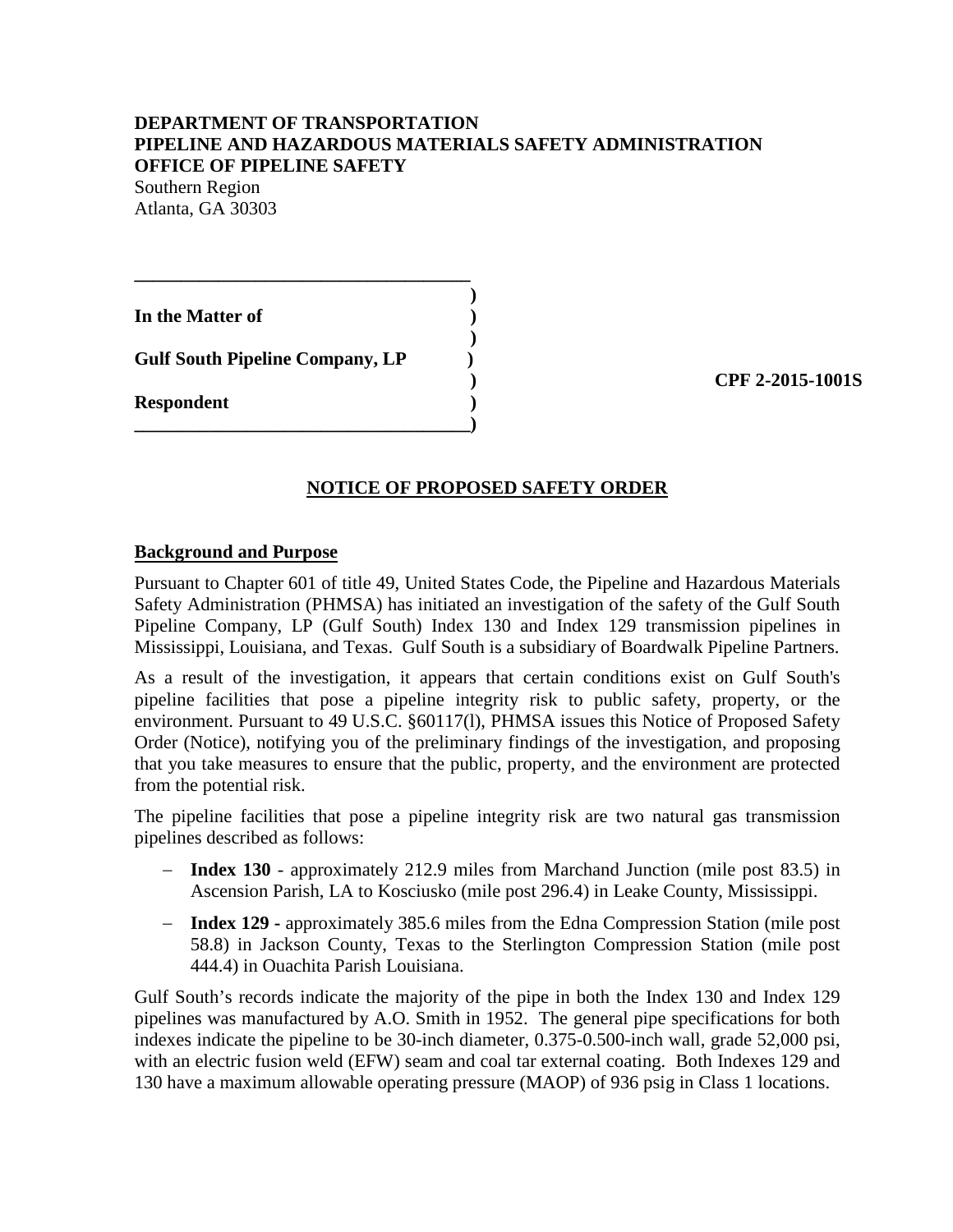**DEPARTMENT OF TRANSPORTATION**
**PIPELINE AND HAZARDOUS MATERIALS SAFETY ADMINISTRATION**
**OFFICE OF PIPELINE SAFETY**
Southern Region
Atlanta, GA 30303

| | | |
|---|---|---|
| **In the Matter of** | ) | |
| | ) | |
| **Gulf South Pipeline Company, LP** | ) | |
| | ) | **CPF 2-2015-1001S** |
| **Respondent** | ) | |

## NOTICE OF PROPOSED SAFETY ORDER

### Background and Purpose

Pursuant to Chapter 601 of title 49, United States Code, the Pipeline and Hazardous Materials Safety Administration (PHMSA) has initiated an investigation of the safety of the Gulf South Pipeline Company, LP (Gulf South) Index 130 and Index 129 transmission pipelines in Mississippi, Louisiana, and Texas. Gulf South is a subsidiary of Boardwalk Pipeline Partners.

As a result of the investigation, it appears that certain conditions exist on Gulf South's pipeline facilities that pose a pipeline integrity risk to public safety, property, or the environment. Pursuant to 49 U.S.C. §60117(l), PHMSA issues this Notice of Proposed Safety Order (Notice), notifying you of the preliminary findings of the investigation, and proposing that you take measures to ensure that the public, property, and the environment are protected from the potential risk.

The pipeline facilities that pose a pipeline integrity risk are two natural gas transmission pipelines described as follows:

- **Index 130** - approximately 212.9 miles from Marchand Junction (mile post 83.5) in Ascension Parish, LA to Kosciusko (mile post 296.4) in Leake County, Mississippi.
- **Index 129 -** approximately 385.6 miles from the Edna Compression Station (mile post 58.8) in Jackson County, Texas to the Sterlington Compression Station (mile post 444.4) in Ouachita Parish Louisiana.

Gulf South's records indicate the majority of the pipe in both the Index 130 and Index 129 pipelines was manufactured by A.O. Smith in 1952. The general pipe specifications for both indexes indicate the pipeline to be 30-inch diameter, 0.375-0.500-inch wall, grade 52,000 psi, with an electric fusion weld (EFW) seam and coal tar external coating. Both Indexes 129 and 130 have a maximum allowable operating pressure (MAOP) of 936 psig in Class 1 locations.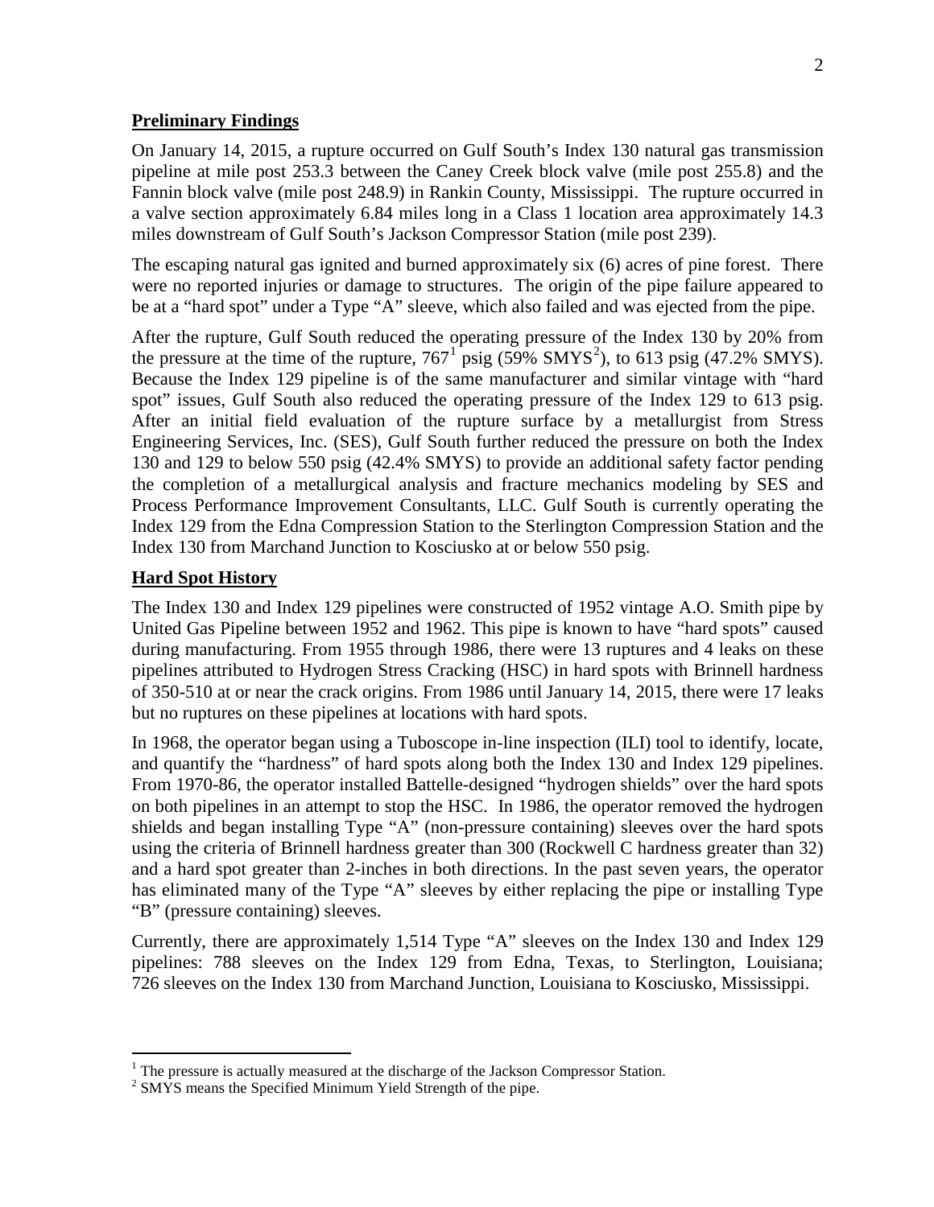## Preliminary Findings

On January 14, 2015, a rupture occurred on Gulf South's Index 130 natural gas transmission pipeline at mile post 253.3 between the Caney Creek block valve (mile post 255.8) and the Fannin block valve (mile post 248.9) in Rankin County, Mississippi. The rupture occurred in a valve section approximately 6.84 miles long in a Class 1 location area approximately 14.3 miles downstream of Gulf South's Jackson Compressor Station (mile post 239).

The escaping natural gas ignited and burned approximately six (6) acres of pine forest. There were no reported injuries or damage to structures. The origin of the pipe failure appeared to be at a "hard spot" under a Type "A" sleeve, which also failed and was ejected from the pipe.

After the rupture, Gulf South reduced the operating pressure of the Index 130 by 20% from the pressure at the time of the rupture, 767[1] psig (59% SMYS[2]), to 613 psig (47.2% SMYS). Because the Index 129 pipeline is of the same manufacturer and similar vintage with "hard spot" issues, Gulf South also reduced the operating pressure of the Index 129 to 613 psig. After an initial field evaluation of the rupture surface by a metallurgist from Stress Engineering Services, Inc. (SES), Gulf South further reduced the pressure on both the Index 130 and 129 to below 550 psig (42.4% SMYS) to provide an additional safety factor pending the completion of a metallurgical analysis and fracture mechanics modeling by SES and Process Performance Improvement Consultants, LLC. Gulf South is currently operating the Index 129 from the Edna Compression Station to the Sterlington Compression Station and the Index 130 from Marchand Junction to Kosciusko at or below 550 psig.

## Hard Spot History

The Index 130 and Index 129 pipelines were constructed of 1952 vintage A.O. Smith pipe by United Gas Pipeline between 1952 and 1962. This pipe is known to have "hard spots" caused during manufacturing. From 1955 through 1986, there were 13 ruptures and 4 leaks on these pipelines attributed to Hydrogen Stress Cracking (HSC) in hard spots with Brinnell hardness of 350-510 at or near the crack origins. From 1986 until January 14, 2015, there were 17 leaks but no ruptures on these pipelines at locations with hard spots.

In 1968, the operator began using a Tuboscope in-line inspection (ILI) tool to identify, locate, and quantify the "hardness" of hard spots along both the Index 130 and Index 129 pipelines. From 1970-86, the operator installed Battelle-designed "hydrogen shields" over the hard spots on both pipelines in an attempt to stop the HSC. In 1986, the operator removed the hydrogen shields and began installing Type "A" (non-pressure containing) sleeves over the hard spots using the criteria of Brinnell hardness greater than 300 (Rockwell C hardness greater than 32) and a hard spot greater than 2-inches in both directions. In the past seven years, the operator has eliminated many of the Type "A" sleeves by either replacing the pipe or installing Type "B" (pressure containing) sleeves.

Currently, there are approximately 1,514 Type "A" sleeves on the Index 130 and Index 129 pipelines: 788 sleeves on the Index 129 from Edna, Texas, to Sterlington, Louisiana; 726 sleeves on the Index 130 from Marchand Junction, Louisiana to Kosciusko, Mississippi.

---

[1] The pressure is actually measured at the discharge of the Jackson Compressor Station.

[2] SMYS means the Specified Minimum Yield Strength of the pipe.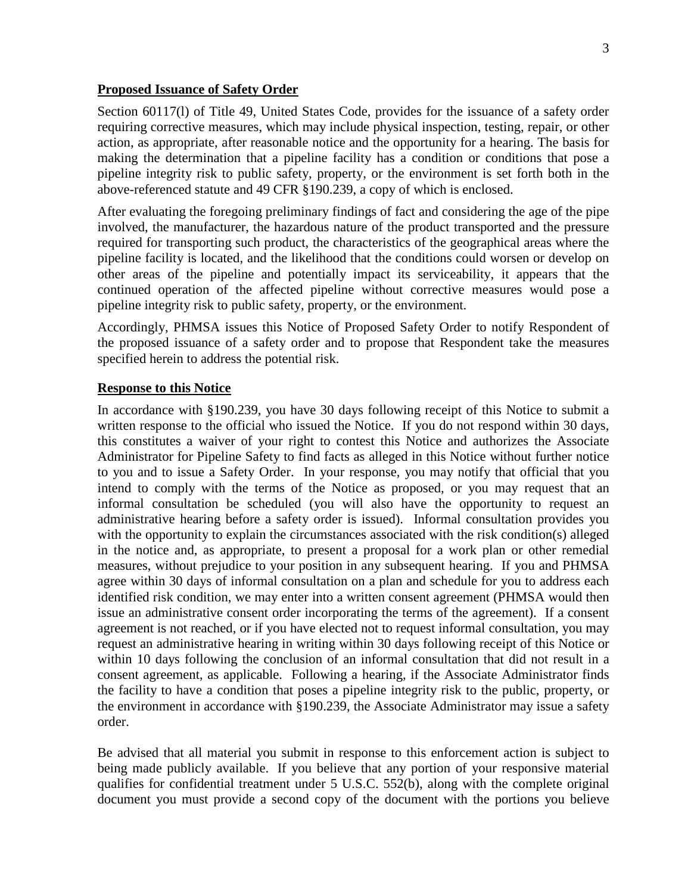**Proposed Issuance of Safety Order**

Section 60117(l) of Title 49, United States Code, provides for the issuance of a safety order requiring corrective measures, which may include physical inspection, testing, repair, or other action, as appropriate, after reasonable notice and the opportunity for a hearing. The basis for making the determination that a pipeline facility has a condition or conditions that pose a pipeline integrity risk to public safety, property, or the environment is set forth both in the above-referenced statute and 49 CFR §190.239, a copy of which is enclosed.

After evaluating the foregoing preliminary findings of fact and considering the age of the pipe involved, the manufacturer, the hazardous nature of the product transported and the pressure required for transporting such product, the characteristics of the geographical areas where the pipeline facility is located, and the likelihood that the conditions could worsen or develop on other areas of the pipeline and potentially impact its serviceability, it appears that the continued operation of the affected pipeline without corrective measures would pose a pipeline integrity risk to public safety, property, or the environment.

Accordingly, PHMSA issues this Notice of Proposed Safety Order to notify Respondent of the proposed issuance of a safety order and to propose that Respondent take the measures specified herein to address the potential risk.

**Response to this Notice**

In accordance with §190.239, you have 30 days following receipt of this Notice to submit a written response to the official who issued the Notice. If you do not respond within 30 days, this constitutes a waiver of your right to contest this Notice and authorizes the Associate Administrator for Pipeline Safety to find facts as alleged in this Notice without further notice to you and to issue a Safety Order. In your response, you may notify that official that you intend to comply with the terms of the Notice as proposed, or you may request that an informal consultation be scheduled (you will also have the opportunity to request an administrative hearing before a safety order is issued). Informal consultation provides you with the opportunity to explain the circumstances associated with the risk condition(s) alleged in the notice and, as appropriate, to present a proposal for a work plan or other remedial measures, without prejudice to your position in any subsequent hearing. If you and PHMSA agree within 30 days of informal consultation on a plan and schedule for you to address each identified risk condition, we may enter into a written consent agreement (PHMSA would then issue an administrative consent order incorporating the terms of the agreement). If a consent agreement is not reached, or if you have elected not to request informal consultation, you may request an administrative hearing in writing within 30 days following receipt of this Notice or within 10 days following the conclusion of an informal consultation that did not result in a consent agreement, as applicable. Following a hearing, if the Associate Administrator finds the facility to have a condition that poses a pipeline integrity risk to the public, property, or the environment in accordance with §190.239, the Associate Administrator may issue a safety order.

Be advised that all material you submit in response to this enforcement action is subject to being made publicly available. If you believe that any portion of your responsive material qualifies for confidential treatment under 5 U.S.C. 552(b), along with the complete original document you must provide a second copy of the document with the portions you believe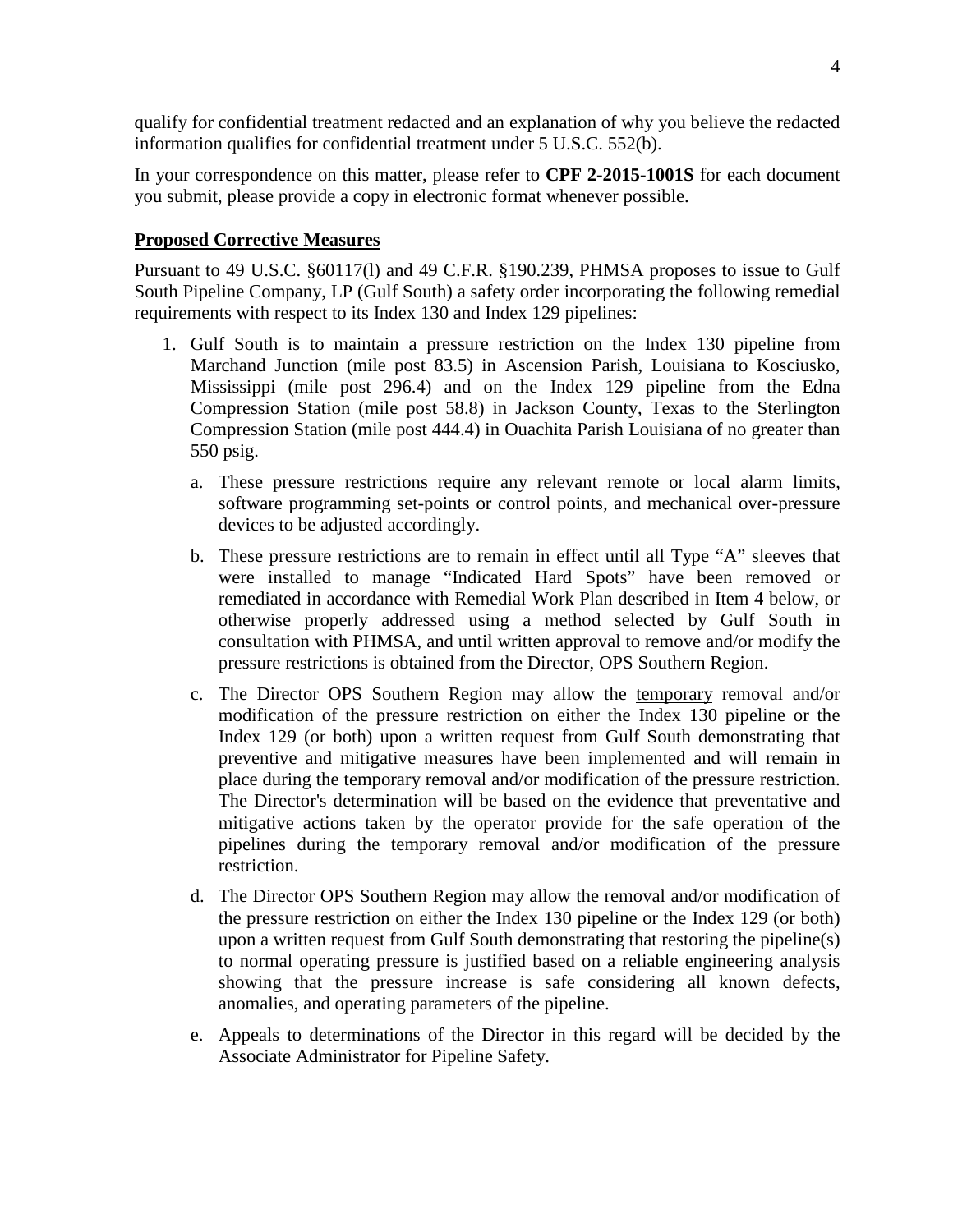qualify for confidential treatment redacted and an explanation of why you believe the redacted information qualifies for confidential treatment under 5 U.S.C. 552(b).

In your correspondence on this matter, please refer to **CPF 2-2015-1001S** for each document you submit, please provide a copy in electronic format whenever possible.

## Proposed Corrective Measures

Pursuant to 49 U.S.C. §60117(l) and 49 C.F.R. §190.239, PHMSA proposes to issue to Gulf South Pipeline Company, LP (Gulf South) a safety order incorporating the following remedial requirements with respect to its Index 130 and Index 129 pipelines:

1. Gulf South is to maintain a pressure restriction on the Index 130 pipeline from Marchand Junction (mile post 83.5) in Ascension Parish, Louisiana to Kosciusko, Mississippi (mile post 296.4) and on the Index 129 pipeline from the Edna Compression Station (mile post 58.8) in Jackson County, Texas to the Sterlington Compression Station (mile post 444.4) in Ouachita Parish Louisiana of no greater than 550 psig.

    a. These pressure restrictions require any relevant remote or local alarm limits, software programming set-points or control points, and mechanical over-pressure devices to be adjusted accordingly.

    b. These pressure restrictions are to remain in effect until all Type "A" sleeves that were installed to manage "Indicated Hard Spots" have been removed or remediated in accordance with Remedial Work Plan described in Item 4 below, or otherwise properly addressed using a method selected by Gulf South in consultation with PHMSA, and until written approval to remove and/or modify the pressure restrictions is obtained from the Director, OPS Southern Region.

    c. The Director OPS Southern Region may allow the <u>temporary</u> removal and/or modification of the pressure restriction on either the Index 130 pipeline or the Index 129 (or both) upon a written request from Gulf South demonstrating that preventive and mitigative measures have been implemented and will remain in place during the temporary removal and/or modification of the pressure restriction. The Director's determination will be based on the evidence that preventative and mitigative actions taken by the operator provide for the safe operation of the pipelines during the temporary removal and/or modification of the pressure restriction.

    d. The Director OPS Southern Region may allow the removal and/or modification of the pressure restriction on either the Index 130 pipeline or the Index 129 (or both) upon a written request from Gulf South demonstrating that restoring the pipeline(s) to normal operating pressure is justified based on a reliable engineering analysis showing that the pressure increase is safe considering all known defects, anomalies, and operating parameters of the pipeline.

    e. Appeals to determinations of the Director in this regard will be decided by the Associate Administrator for Pipeline Safety.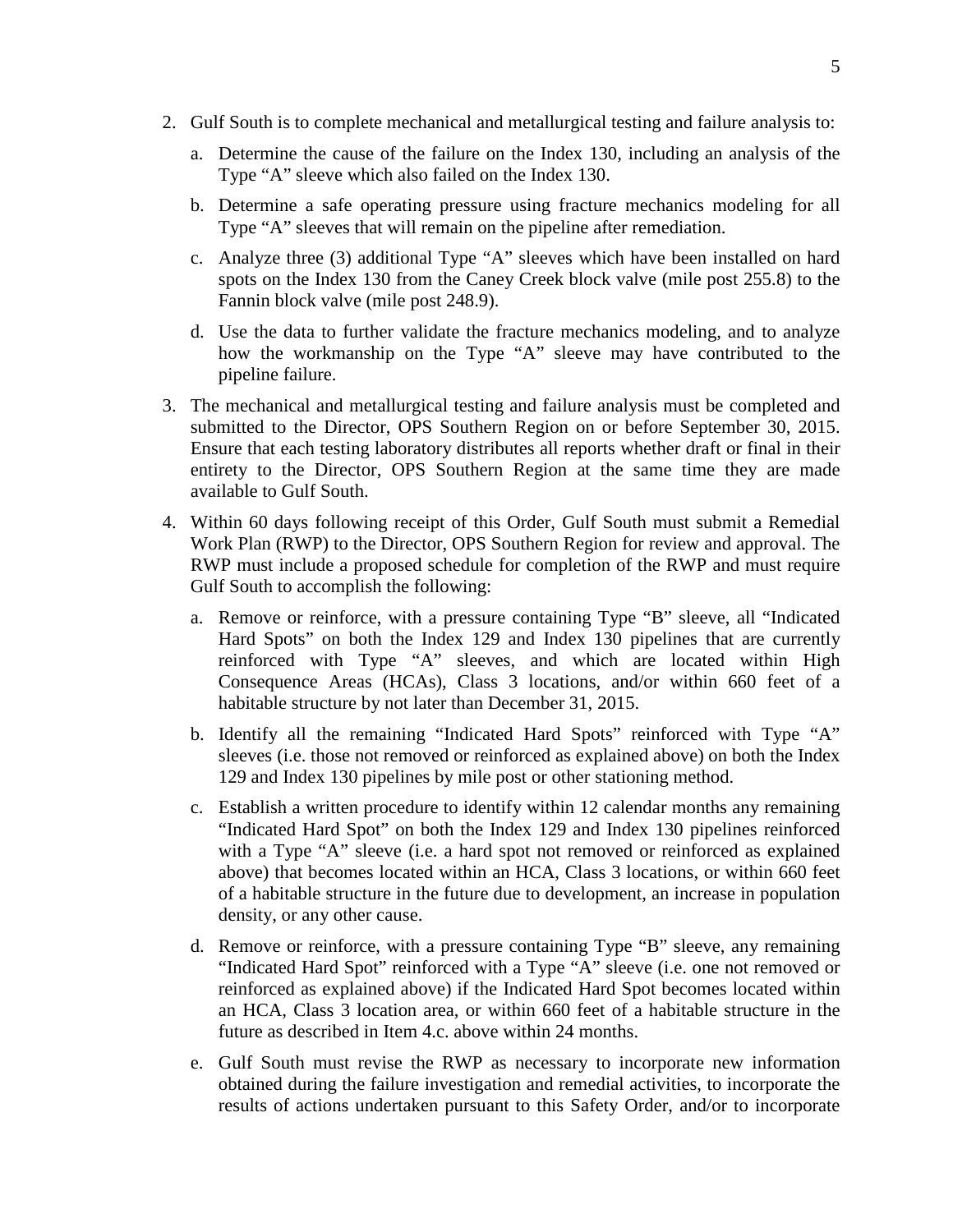2. Gulf South is to complete mechanical and metallurgical testing and failure analysis to:

   a. Determine the cause of the failure on the Index 130, including an analysis of the Type "A" sleeve which also failed on the Index 130.

   b. Determine a safe operating pressure using fracture mechanics modeling for all Type "A" sleeves that will remain on the pipeline after remediation.

   c. Analyze three (3) additional Type "A" sleeves which have been installed on hard spots on the Index 130 from the Caney Creek block valve (mile post 255.8) to the Fannin block valve (mile post 248.9).

   d. Use the data to further validate the fracture mechanics modeling, and to analyze how the workmanship on the Type "A" sleeve may have contributed to the pipeline failure.

3. The mechanical and metallurgical testing and failure analysis must be completed and submitted to the Director, OPS Southern Region on or before September 30, 2015. Ensure that each testing laboratory distributes all reports whether draft or final in their entirety to the Director, OPS Southern Region at the same time they are made available to Gulf South.

4. Within 60 days following receipt of this Order, Gulf South must submit a Remedial Work Plan (RWP) to the Director, OPS Southern Region for review and approval. The RWP must include a proposed schedule for completion of the RWP and must require Gulf South to accomplish the following:

   a. Remove or reinforce, with a pressure containing Type "B" sleeve, all "Indicated Hard Spots" on both the Index 129 and Index 130 pipelines that are currently reinforced with Type "A" sleeves, and which are located within High Consequence Areas (HCAs), Class 3 locations, and/or within 660 feet of a habitable structure by not later than December 31, 2015.

   b. Identify all the remaining "Indicated Hard Spots" reinforced with Type "A" sleeves (i.e. those not removed or reinforced as explained above) on both the Index 129 and Index 130 pipelines by mile post or other stationing method.

   c. Establish a written procedure to identify within 12 calendar months any remaining "Indicated Hard Spot" on both the Index 129 and Index 130 pipelines reinforced with a Type "A" sleeve (i.e. a hard spot not removed or reinforced as explained above) that becomes located within an HCA, Class 3 locations, or within 660 feet of a habitable structure in the future due to development, an increase in population density, or any other cause.

   d. Remove or reinforce, with a pressure containing Type "B" sleeve, any remaining "Indicated Hard Spot" reinforced with a Type "A" sleeve (i.e. one not removed or reinforced as explained above) if the Indicated Hard Spot becomes located within an HCA, Class 3 location area, or within 660 feet of a habitable structure in the future as described in Item 4.c. above within 24 months.

   e. Gulf South must revise the RWP as necessary to incorporate new information obtained during the failure investigation and remedial activities, to incorporate the results of actions undertaken pursuant to this Safety Order, and/or to incorporate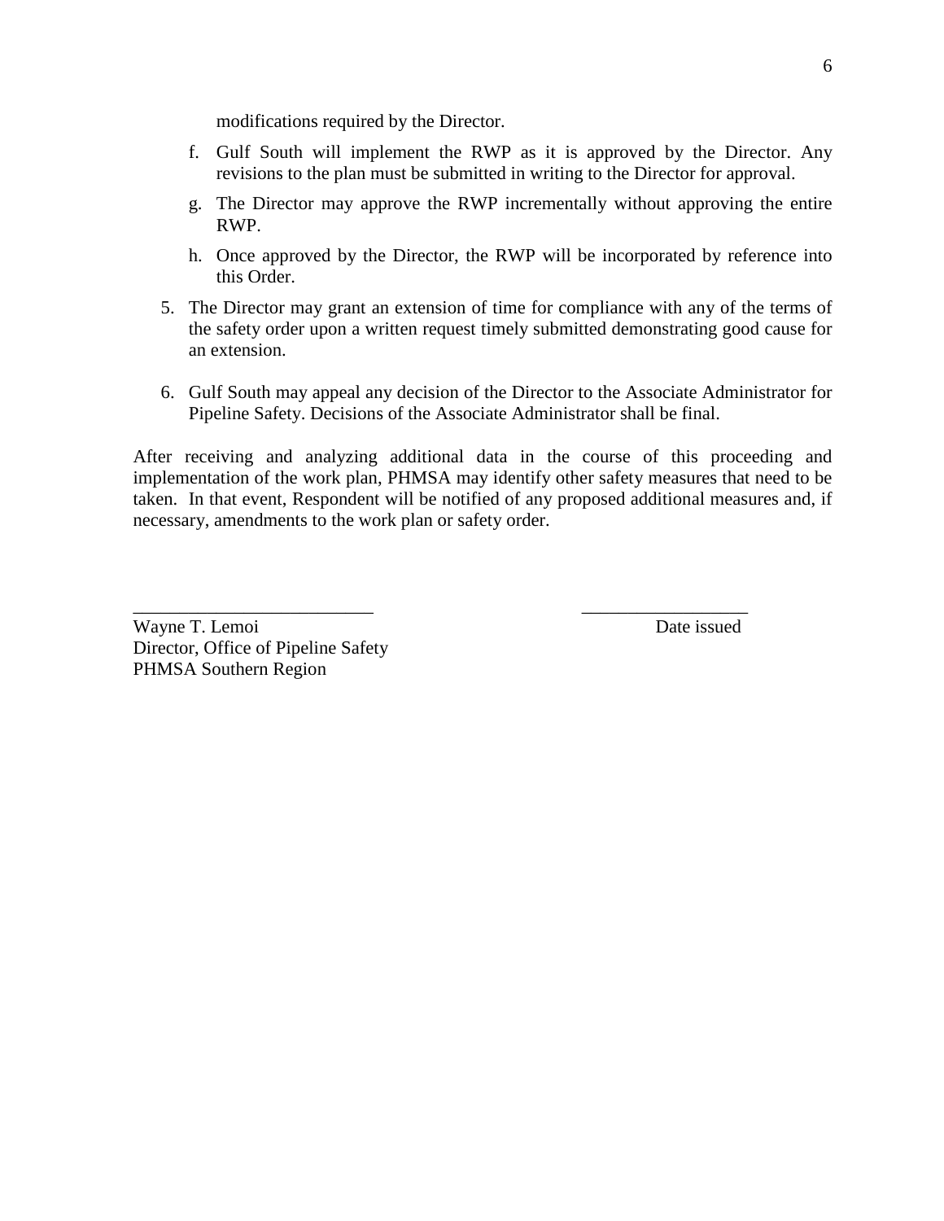modifications required by the Director.

f. Gulf South will implement the RWP as it is approved by the Director. Any revisions to the plan must be submitted in writing to the Director for approval.

g. The Director may approve the RWP incrementally without approving the entire RWP.

h. Once approved by the Director, the RWP will be incorporated by reference into this Order.

5. The Director may grant an extension of time for compliance with any of the terms of the safety order upon a written request timely submitted demonstrating good cause for an extension.

6. Gulf South may appeal any decision of the Director to the Associate Administrator for Pipeline Safety. Decisions of the Associate Administrator shall be final.

After receiving and analyzing additional data in the course of this proceeding and implementation of the work plan, PHMSA may identify other safety measures that need to be taken. In that event, Respondent will be notified of any proposed additional measures and, if necessary, amendments to the work plan or safety order.

\_\_\_\_\_\_\_\_\_\_\_\_\_\_\_\_\_\_\_\_\_\_\_\_\_\_ \_\_\_\_\_\_\_\_\_\_\_\_\_\_\_\_\_\_

Wayne T. Lemoi Date issued
Director, Office of Pipeline Safety
PHMSA Southern Region